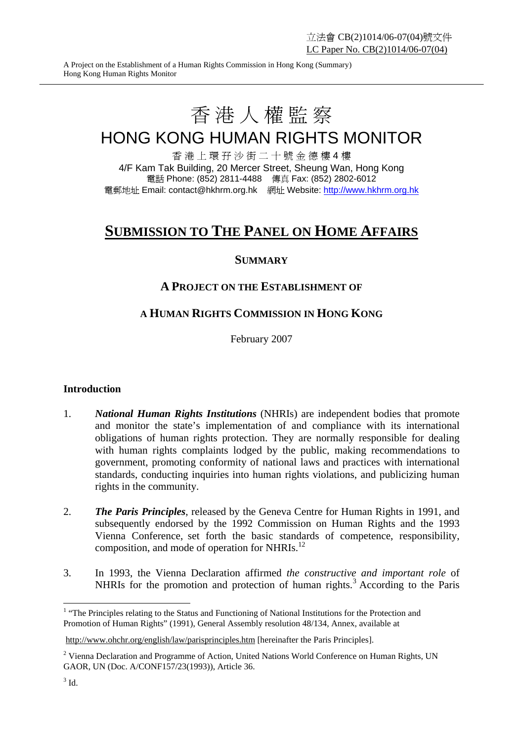立法會 CB(2)1014/06-07(04)號文件
LC Paper No. CB(2)1014/06-07(04)

# 香港人權監察
# HONG KONG HUMAN RIGHTS MONITOR

香港上環孖沙街二十號金德樓4樓
4/F Kam Tak Building, 20 Mercer Street, Sheung Wan, Hong Kong
電話 Phone: (852) 2811-4488 傳真 Fax: (852) 2802-6012
電郵地址 Email: contact@hkhrm.org.hk 網址 Website: http://www.hkhrm.org.hk

## SUBMISSION TO THE PANEL ON HOME AFFAIRS

### SUMMARY

### A PROJECT ON THE ESTABLISHMENT OF

### A HUMAN RIGHTS COMMISSION IN HONG KONG

February 2007

**Introduction**

1. ***National Human Rights Institutions*** (NHRIs) are independent bodies that promote and monitor the state's implementation of and compliance with its international obligations of human rights protection. They are normally responsible for dealing with human rights complaints lodged by the public, making recommendations to government, promoting conformity of national laws and practices with international standards, conducting inquiries into human rights violations, and publicizing human rights in the community.

2. ***The Paris Principles***, released by the Geneva Centre for Human Rights in 1991, and subsequently endorsed by the 1992 Commission on Human Rights and the 1993 Vienna Conference, set forth the basic standards of competence, responsibility, composition, and mode of operation for NHRIs.[1][2]

3. In 1993, the Vienna Declaration affirmed *the constructive and important role* of NHRIs for the promotion and protection of human rights.[3] According to the Paris

---

[1] "The Principles relating to the Status and Functioning of National Institutions for the Protection and Promotion of Human Rights" (1991), General Assembly resolution 48/134, Annex, available at http://www.ohchr.org/english/law/parisprinciples.htm [hereinafter the Paris Principles].

[2] Vienna Declaration and Programme of Action, United Nations World Conference on Human Rights, UN GAOR, UN (Doc. A/CONF157/23(1993)), Article 36.

[3] Id.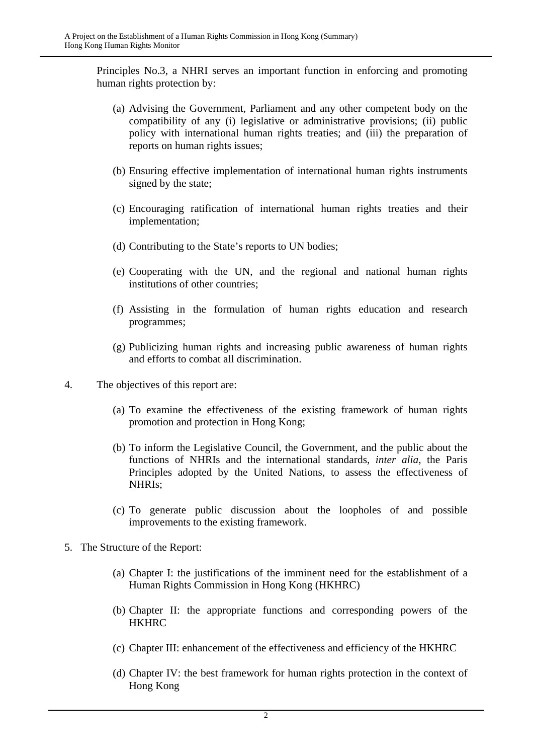Principles No.3, a NHRI serves an important function in enforcing and promoting human rights protection by:

(a) Advising the Government, Parliament and any other competent body on the compatibility of any (i) legislative or administrative provisions; (ii) public policy with international human rights treaties; and (iii) the preparation of reports on human rights issues;

(b) Ensuring effective implementation of international human rights instruments signed by the state;

(c) Encouraging ratification of international human rights treaties and their implementation;

(d) Contributing to the State's reports to UN bodies;

(e) Cooperating with the UN, and the regional and national human rights institutions of other countries;

(f) Assisting in the formulation of human rights education and research programmes;

(g) Publicizing human rights and increasing public awareness of human rights and efforts to combat all discrimination.

4. The objectives of this report are:

(a) To examine the effectiveness of the existing framework of human rights promotion and protection in Hong Kong;

(b) To inform the Legislative Council, the Government, and the public about the functions of NHRIs and the international standards, *inter alia*, the Paris Principles adopted by the United Nations, to assess the effectiveness of NHRIs;

(c) To generate public discussion about the loopholes of and possible improvements to the existing framework.

5. The Structure of the Report:

(a) Chapter I: the justifications of the imminent need for the establishment of a Human Rights Commission in Hong Kong (HKHRC)

(b) Chapter II: the appropriate functions and corresponding powers of the HKHRC

(c) Chapter III: enhancement of the effectiveness and efficiency of the HKHRC

(d) Chapter IV: the best framework for human rights protection in the context of Hong Kong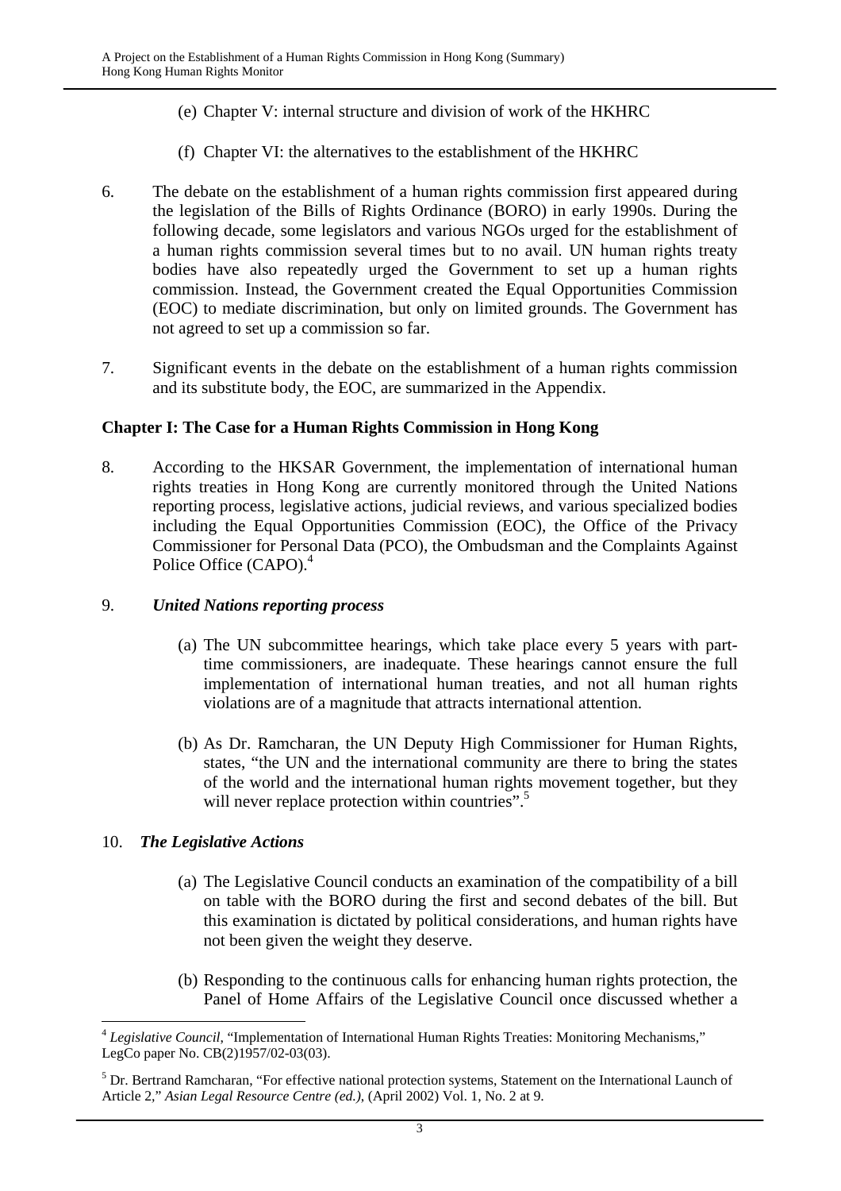(e) Chapter V: internal structure and division of work of the HKHRC

(f) Chapter VI: the alternatives to the establishment of the HKHRC

6. The debate on the establishment of a human rights commission first appeared during the legislation of the Bills of Rights Ordinance (BORO) in early 1990s. During the following decade, some legislators and various NGOs urged for the establishment of a human rights commission several times but to no avail. UN human rights treaty bodies have also repeatedly urged the Government to set up a human rights commission. Instead, the Government created the Equal Opportunities Commission (EOC) to mediate discrimination, but only on limited grounds. The Government has not agreed to set up a commission so far.

7. Significant events in the debate on the establishment of a human rights commission and its substitute body, the EOC, are summarized in the Appendix.

**Chapter I: The Case for a Human Rights Commission in Hong Kong**

8. According to the HKSAR Government, the implementation of international human rights treaties in Hong Kong are currently monitored through the United Nations reporting process, legislative actions, judicial reviews, and various specialized bodies including the Equal Opportunities Commission (EOC), the Office of the Privacy Commissioner for Personal Data (PCO), the Ombudsman and the Complaints Against Police Office (CAPO).[4]

9. ***United Nations reporting process***

(a) The UN subcommittee hearings, which take place every 5 years with part-time commissioners, are inadequate. These hearings cannot ensure the full implementation of international human treaties, and not all human rights violations are of a magnitude that attracts international attention.

(b) As Dr. Ramcharan, the UN Deputy High Commissioner for Human Rights, states, "the UN and the international community are there to bring the states of the world and the international human rights movement together, but they will never replace protection within countries".[5]

10. ***The Legislative Actions***

(a) The Legislative Council conducts an examination of the compatibility of a bill on table with the BORO during the first and second debates of the bill. But this examination is dictated by political considerations, and human rights have not been given the weight they deserve.

(b) Responding to the continuous calls for enhancing human rights protection, the Panel of Home Affairs of the Legislative Council once discussed whether a

---

[4] *Legislative Council*, "Implementation of International Human Rights Treaties: Monitoring Mechanisms," LegCo paper No. CB(2)1957/02-03(03).

[5] Dr. Bertrand Ramcharan, "For effective national protection systems, Statement on the International Launch of Article 2," *Asian Legal Resource Centre (ed.)*, (April 2002) Vol. 1, No. 2 at 9.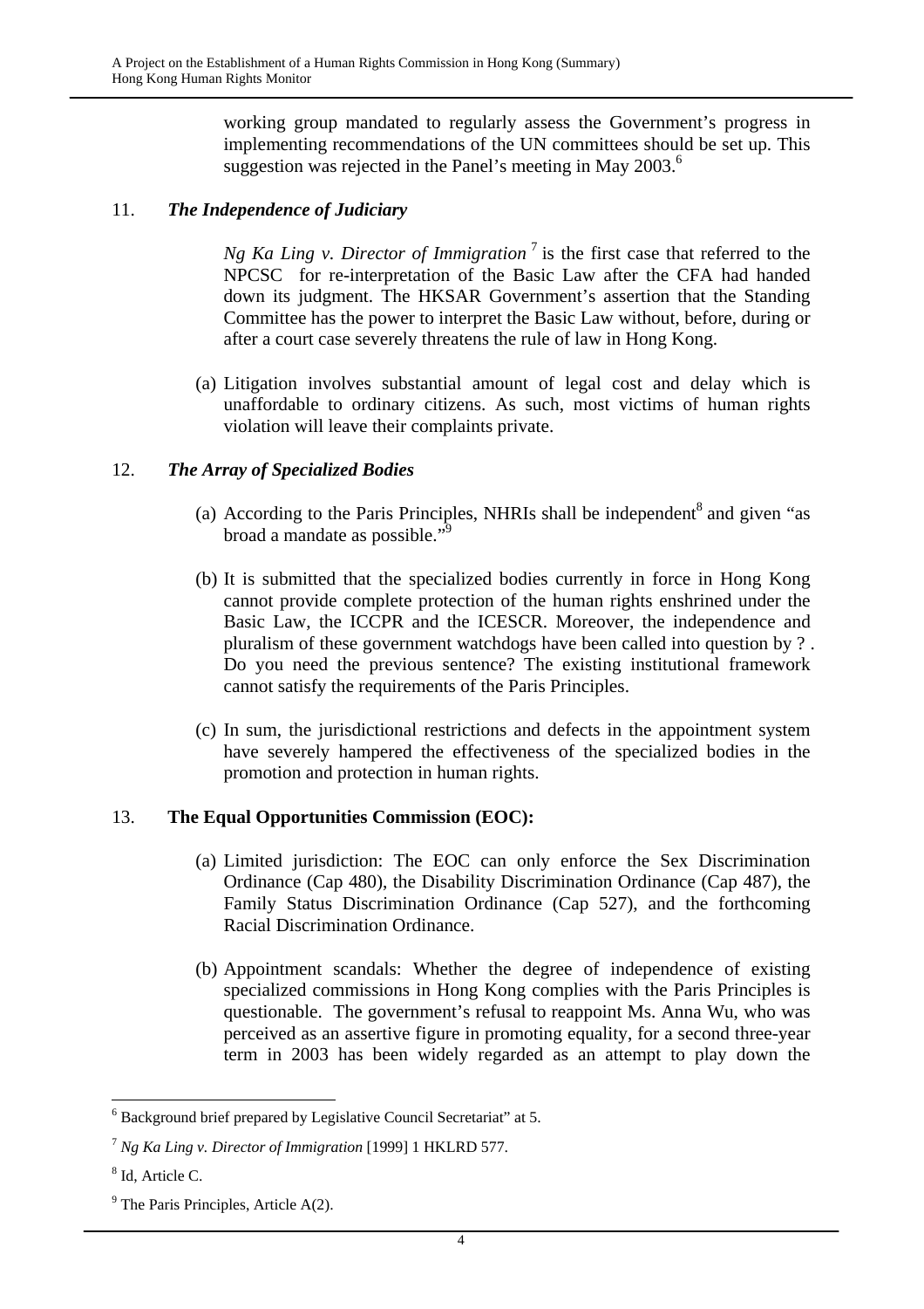working group mandated to regularly assess the Government's progress in implementing recommendations of the UN committees should be set up. This suggestion was rejected in the Panel's meeting in May 2003.[6]

11. ***The Independence of Judiciary***

*Ng Ka Ling v. Director of Immigration*[7] is the first case that referred to the NPCSC for re-interpretation of the Basic Law after the CFA had handed down its judgment. The HKSAR Government's assertion that the Standing Committee has the power to interpret the Basic Law without, before, during or after a court case severely threatens the rule of law in Hong Kong.

(a) Litigation involves substantial amount of legal cost and delay which is unaffordable to ordinary citizens. As such, most victims of human rights violation will leave their complaints private.

12. ***The Array of Specialized Bodies***

(a) According to the Paris Principles, NHRIs shall be independent[8] and given "as broad a mandate as possible."[9]

(b) It is submitted that the specialized bodies currently in force in Hong Kong cannot provide complete protection of the human rights enshrined under the Basic Law, the ICCPR and the ICESCR. Moreover, the independence and pluralism of these government watchdogs have been called into question by ? . Do you need the previous sentence? The existing institutional framework cannot satisfy the requirements of the Paris Principles.

(c) In sum, the jurisdictional restrictions and defects in the appointment system have severely hampered the effectiveness of the specialized bodies in the promotion and protection in human rights.

13. **The Equal Opportunities Commission (EOC):**

(a) Limited jurisdiction: The EOC can only enforce the Sex Discrimination Ordinance (Cap 480), the Disability Discrimination Ordinance (Cap 487), the Family Status Discrimination Ordinance (Cap 527), and the forthcoming Racial Discrimination Ordinance.

(b) Appointment scandals: Whether the degree of independence of existing specialized commissions in Hong Kong complies with the Paris Principles is questionable. The government's refusal to reappoint Ms. Anna Wu, who was perceived as an assertive figure in promoting equality, for a second three-year term in 2003 has been widely regarded as an attempt to play down the

---

[6] Background brief prepared by Legislative Council Secretariat" at 5.

[7] *Ng Ka Ling v. Director of Immigration* [1999] 1 HKLRD 577.

[8] Id, Article C.

[9] The Paris Principles, Article A(2).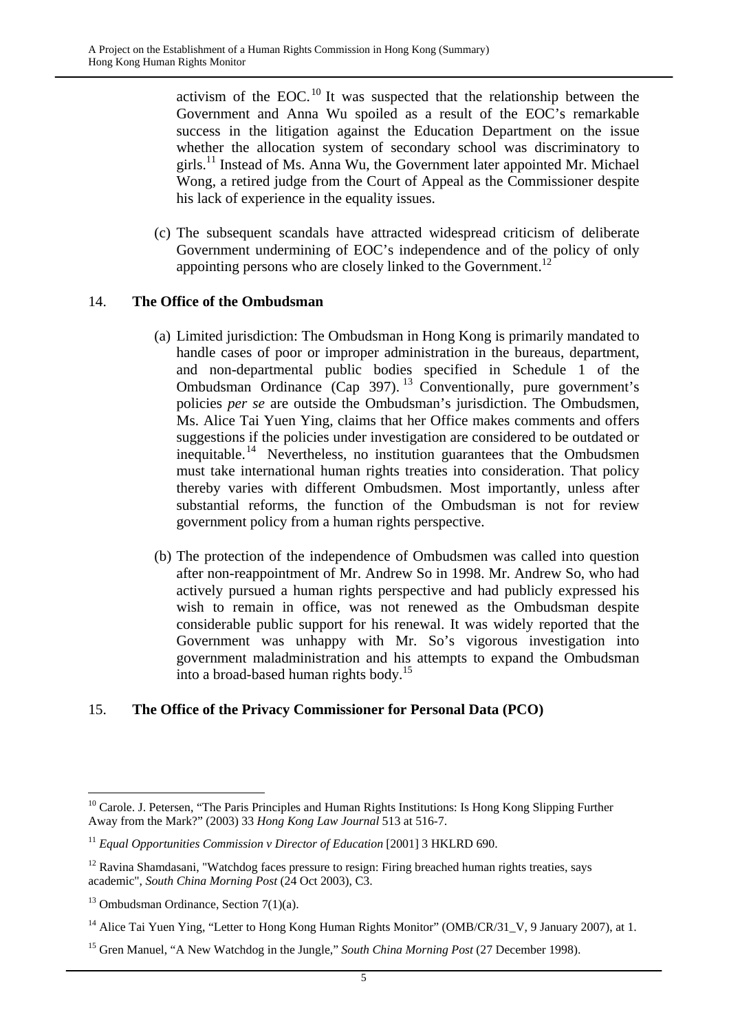activism of the EOC.[10] It was suspected that the relationship between the Government and Anna Wu spoiled as a result of the EOC's remarkable success in the litigation against the Education Department on the issue whether the allocation system of secondary school was discriminatory to girls.[11] Instead of Ms. Anna Wu, the Government later appointed Mr. Michael Wong, a retired judge from the Court of Appeal as the Commissioner despite his lack of experience in the equality issues.

(c) The subsequent scandals have attracted widespread criticism of deliberate Government undermining of EOC's independence and of the policy of only appointing persons who are closely linked to the Government.[12]

## 14. **The Office of the Ombudsman**

(a) Limited jurisdiction: The Ombudsman in Hong Kong is primarily mandated to handle cases of poor or improper administration in the bureaus, department, and non-departmental public bodies specified in Schedule 1 of the Ombudsman Ordinance (Cap 397).[13] Conventionally, pure government's policies *per se* are outside the Ombudsman's jurisdiction. The Ombudsmen, Ms. Alice Tai Yuen Ying, claims that her Office makes comments and offers suggestions if the policies under investigation are considered to be outdated or inequitable.[14] Nevertheless, no institution guarantees that the Ombudsmen must take international human rights treaties into consideration. That policy thereby varies with different Ombudsmen. Most importantly, unless after substantial reforms, the function of the Ombudsman is not for review government policy from a human rights perspective.

(b) The protection of the independence of Ombudsmen was called into question after non-reappointment of Mr. Andrew So in 1998. Mr. Andrew So, who had actively pursued a human rights perspective and had publicly expressed his wish to remain in office, was not renewed as the Ombudsman despite considerable public support for his renewal. It was widely reported that the Government was unhappy with Mr. So's vigorous investigation into government maladministration and his attempts to expand the Ombudsman into a broad-based human rights body.[15]

## 15. **The Office of the Privacy Commissioner for Personal Data (PCO)**

---

[10] Carole. J. Petersen, "The Paris Principles and Human Rights Institutions: Is Hong Kong Slipping Further Away from the Mark?" (2003) 33 *Hong Kong Law Journal* 513 at 516-7.

[11] *Equal Opportunities Commission v Director of Education* [2001] 3 HKLRD 690.

[12] Ravina Shamdasani, "Watchdog faces pressure to resign: Firing breached human rights treaties, says academic", *South China Morning Post* (24 Oct 2003), C3.

[13] Ombudsman Ordinance, Section 7(1)(a).

[14] Alice Tai Yuen Ying, "Letter to Hong Kong Human Rights Monitor" (OMB/CR/31_V, 9 January 2007), at 1.

[15] Gren Manuel, "A New Watchdog in the Jungle," *South China Morning Post* (27 December 1998).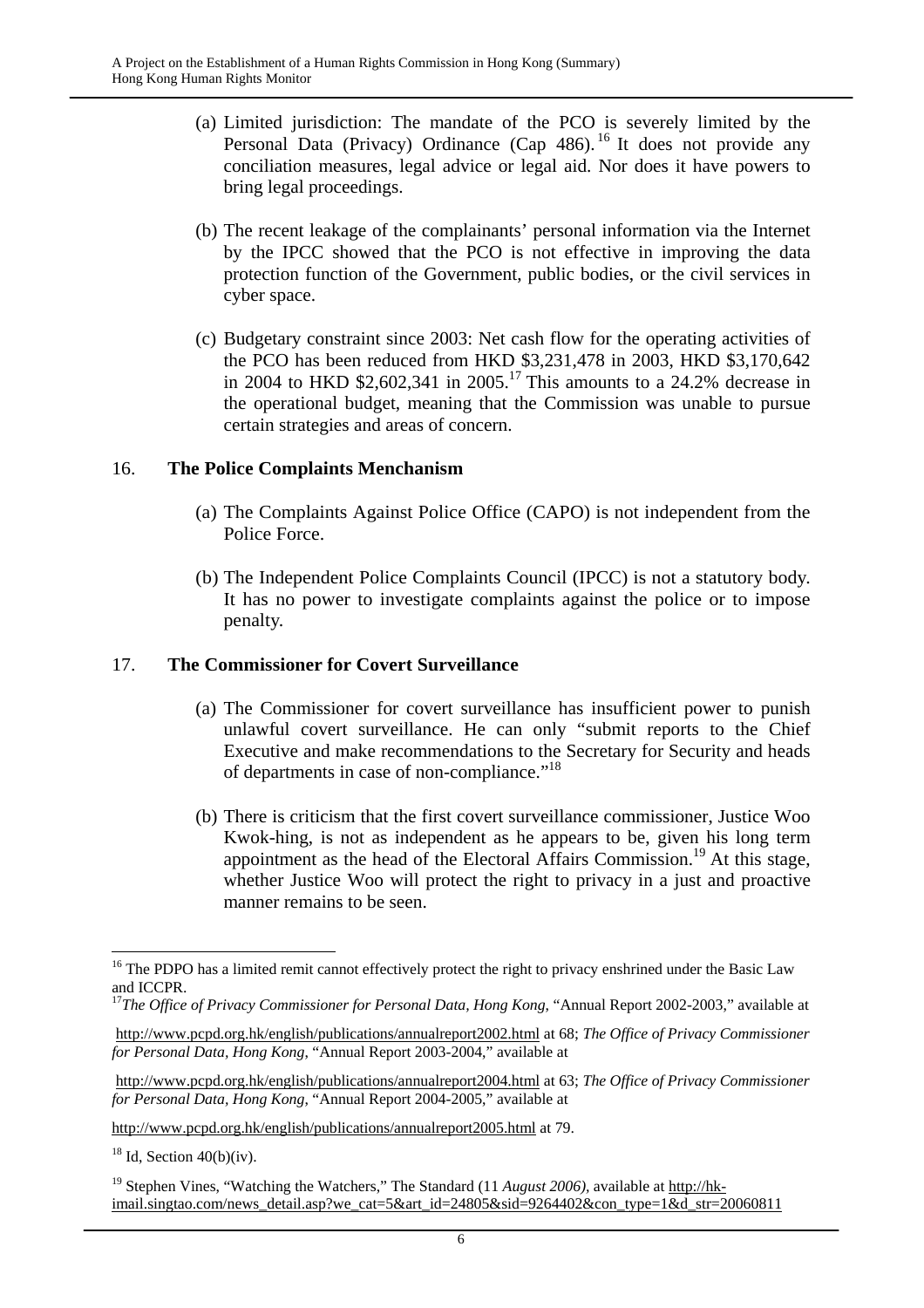(a) Limited jurisdiction: The mandate of the PCO is severely limited by the Personal Data (Privacy) Ordinance (Cap 486).[16] It does not provide any conciliation measures, legal advice or legal aid. Nor does it have powers to bring legal proceedings.

(b) The recent leakage of the complainants' personal information via the Internet by the IPCC showed that the PCO is not effective in improving the data protection function of the Government, public bodies, or the civil services in cyber space.

(c) Budgetary constraint since 2003: Net cash flow for the operating activities of the PCO has been reduced from HKD $3,231,478 in 2003, HKD $3,170,642 in 2004 to HKD $2,602,341 in 2005.[17] This amounts to a 24.2% decrease in the operational budget, meaning that the Commission was unable to pursue certain strategies and areas of concern.

16. **The Police Complaints Menchanism**

(a) The Complaints Against Police Office (CAPO) is not independent from the Police Force.

(b) The Independent Police Complaints Council (IPCC) is not a statutory body. It has no power to investigate complaints against the police or to impose penalty.

17. **The Commissioner for Covert Surveillance**

(a) The Commissioner for covert surveillance has insufficient power to punish unlawful covert surveillance. He can only "submit reports to the Chief Executive and make recommendations to the Secretary for Security and heads of departments in case of non-compliance."[18]

(b) There is criticism that the first covert surveillance commissioner, Justice Woo Kwok-hing, is not as independent as he appears to be, given his long term appointment as the head of the Electoral Affairs Commission.[19] At this stage, whether Justice Woo will protect the right to privacy in a just and proactive manner remains to be seen.

---

[16] The PDPO has a limited remit cannot effectively protect the right to privacy enshrined under the Basic Law and ICCPR.

[17] *The Office of Privacy Commissioner for Personal Data, Hong Kong*, "Annual Report 2002-2003," available at http://www.pcpd.org.hk/english/publications/annualreport2002.html at 68; *The Office of Privacy Commissioner for Personal Data, Hong Kong*, "Annual Report 2003-2004," available at http://www.pcpd.org.hk/english/publications/annualreport2004.html at 63; *The Office of Privacy Commissioner for Personal Data, Hong Kong*, "Annual Report 2004-2005," available at http://www.pcpd.org.hk/english/publications/annualreport2005.html at 79.

[18] Id, Section 40(b)(iv).

[19] Stephen Vines, "Watching the Watchers," The Standard (11 *August 2006)*, available at http://hk-imail.singtao.com/news_detail.asp?we_cat=5&art_id=24805&sid=9264402&con_type=1&d_str=20060811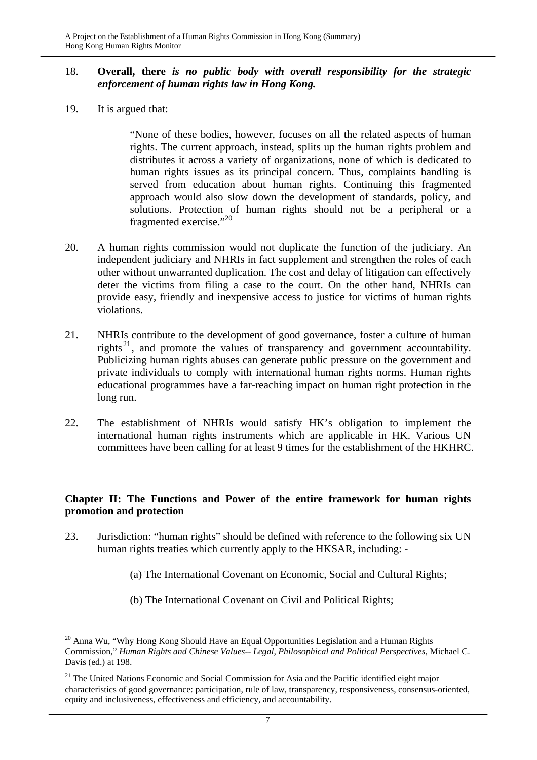18. **Overall, there *is no public body with overall responsibility for the strategic enforcement of human rights law in Hong Kong.***

19. It is argued that:

> "None of these bodies, however, focuses on all the related aspects of human rights. The current approach, instead, splits up the human rights problem and distributes it across a variety of organizations, none of which is dedicated to human rights issues as its principal concern. Thus, complaints handling is served from education about human rights. Continuing this fragmented approach would also slow down the development of standards, policy, and solutions. Protection of human rights should not be a peripheral or a fragmented exercise."[20]

20. A human rights commission would not duplicate the function of the judiciary. An independent judiciary and NHRIs in fact supplement and strengthen the roles of each other without unwarranted duplication. The cost and delay of litigation can effectively deter the victims from filing a case to the court. On the other hand, NHRIs can provide easy, friendly and inexpensive access to justice for victims of human rights violations.

21. NHRIs contribute to the development of good governance, foster a culture of human rights[21], and promote the values of transparency and government accountability. Publicizing human rights abuses can generate public pressure on the government and private individuals to comply with international human rights norms. Human rights educational programmes have a far-reaching impact on human right protection in the long run.

22. The establishment of NHRIs would satisfy HK's obligation to implement the international human rights instruments which are applicable in HK. Various UN committees have been calling for at least 9 times for the establishment of the HKHRC.

## Chapter II: The Functions and Power of the entire framework for human rights promotion and protection

23. Jurisdiction: "human rights" should be defined with reference to the following six UN human rights treaties which currently apply to the HKSAR, including: -

    (a) The International Covenant on Economic, Social and Cultural Rights;

    (b) The International Covenant on Civil and Political Rights;

---

[20] Anna Wu, "Why Hong Kong Should Have an Equal Opportunities Legislation and a Human Rights Commission," *Human Rights and Chinese Values-- Legal, Philosophical and Political Perspectives*, Michael C. Davis (ed.) at 198.

[21] The United Nations Economic and Social Commission for Asia and the Pacific identified eight major characteristics of good governance: participation, rule of law, transparency, responsiveness, consensus-oriented, equity and inclusiveness, effectiveness and efficiency, and accountability.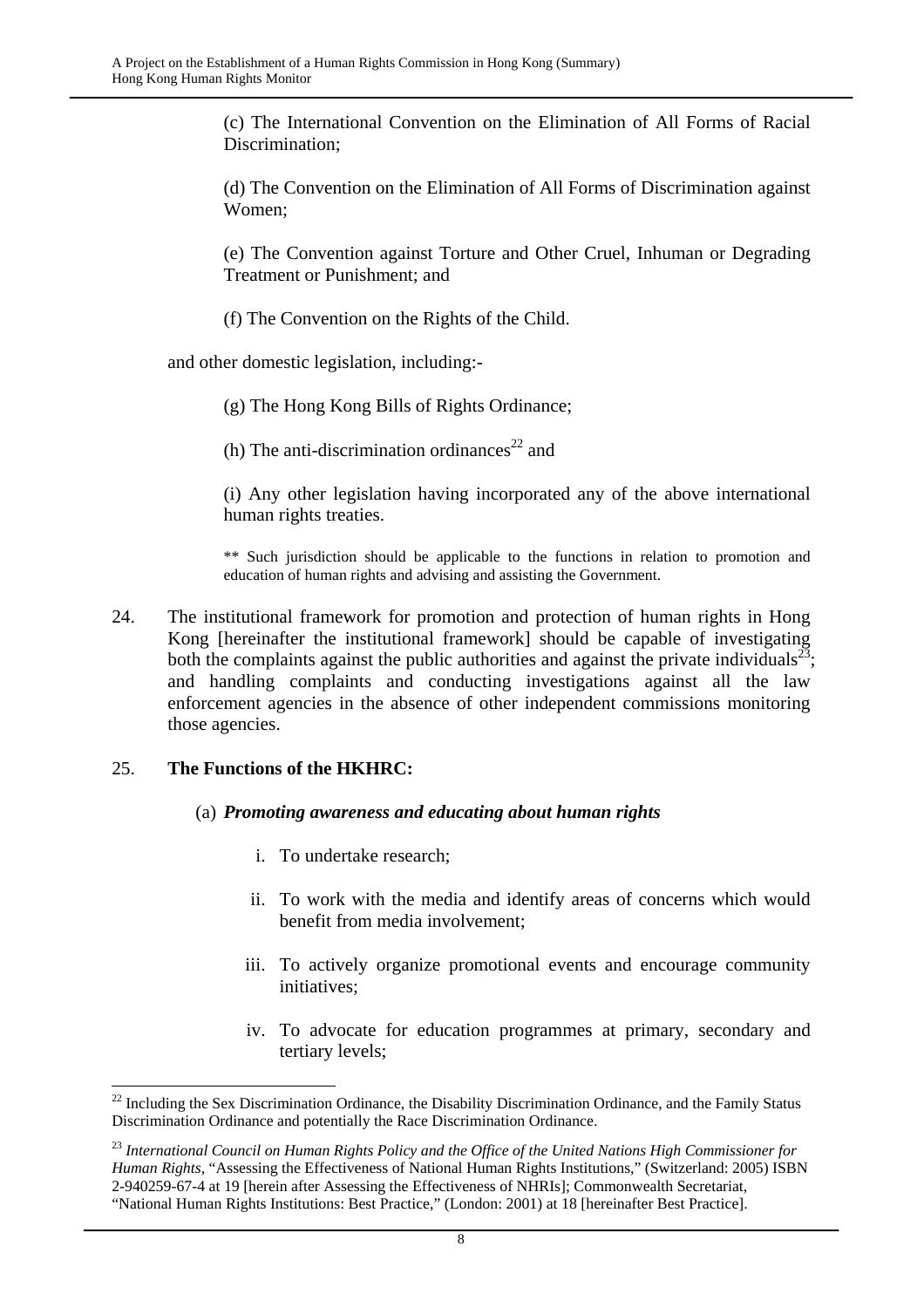(c) The International Convention on the Elimination of All Forms of Racial Discrimination;

(d) The Convention on the Elimination of All Forms of Discrimination against Women;

(e) The Convention against Torture and Other Cruel, Inhuman or Degrading Treatment or Punishment; and

(f) The Convention on the Rights of the Child.

and other domestic legislation, including:-

(g) The Hong Kong Bills of Rights Ordinance;

(h) The anti-discrimination ordinances[22] and

(i) Any other legislation having incorporated any of the above international human rights treaties.

** Such jurisdiction should be applicable to the functions in relation to promotion and education of human rights and advising and assisting the Government.

24. The institutional framework for promotion and protection of human rights in Hong Kong [hereinafter the institutional framework] should be capable of investigating both the complaints against the public authorities and against the private individuals[23]; and handling complaints and conducting investigations against all the law enforcement agencies in the absence of other independent commissions monitoring those agencies.

25. **The Functions of the HKHRC:**

(a) ***Promoting awareness and educating about human rights***

i. To undertake research;

ii. To work with the media and identify areas of concerns which would benefit from media involvement;

iii. To actively organize promotional events and encourage community initiatives;

iv. To advocate for education programmes at primary, secondary and tertiary levels;

---

[22] Including the Sex Discrimination Ordinance, the Disability Discrimination Ordinance, and the Family Status Discrimination Ordinance and potentially the Race Discrimination Ordinance.

[23] *International Council on Human Rights Policy and the Office of the United Nations High Commissioner for Human Rights*, "Assessing the Effectiveness of National Human Rights Institutions," (Switzerland: 2005) ISBN 2-940259-67-4 at 19 [herein after Assessing the Effectiveness of NHRIs]; Commonwealth Secretariat, "National Human Rights Institutions: Best Practice," (London: 2001) at 18 [hereinafter Best Practice].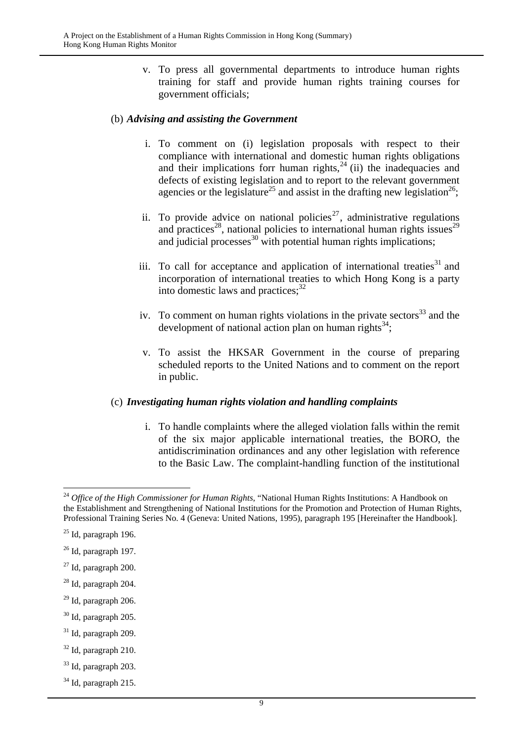v. To press all governmental departments to introduce human rights training for staff and provide human rights training courses for government officials;

(b) ***Advising and assisting the Government***

i. To comment on (i) legislation proposals with respect to their compliance with international and domestic human rights obligations and their implications forr human rights,[24] (ii) the inadequacies and defects of existing legislation and to report to the relevant government agencies or the legislature[25] and assist in the drafting new legislation[26];

ii. To provide advice on national policies[27], administrative regulations and practices[28], national policies to international human rights issues[29] and judicial processes[30] with potential human rights implications;

iii. To call for acceptance and application of international treaties[31] and incorporation of international treaties to which Hong Kong is a party into domestic laws and practices;[32]

iv. To comment on human rights violations in the private sectors[33] and the development of national action plan on human rights[34];

v. To assist the HKSAR Government in the course of preparing scheduled reports to the United Nations and to comment on the report in public.

(c) ***Investigating human rights violation and handling complaints***

i. To handle complaints where the alleged violation falls within the remit of the six major applicable international treaties, the BORO, the antidiscrimination ordinances and any other legislation with reference to the Basic Law. The complaint-handling function of the institutional

---

[24] *Office of the High Commissioner for Human Rights*, "National Human Rights Institutions: A Handbook on the Establishment and Strengthening of National Institutions for the Promotion and Protection of Human Rights, Professional Training Series No. 4 (Geneva: United Nations, 1995), paragraph 195 [Hereinafter the Handbook].

[25] Id, paragraph 196.

[26] Id, paragraph 197.

[27] Id, paragraph 200.

[28] Id, paragraph 204.

[29] Id, paragraph 206.

[30] Id, paragraph 205.

[31] Id, paragraph 209.

[32] Id, paragraph 210.

[33] Id, paragraph 203.

[34] Id, paragraph 215.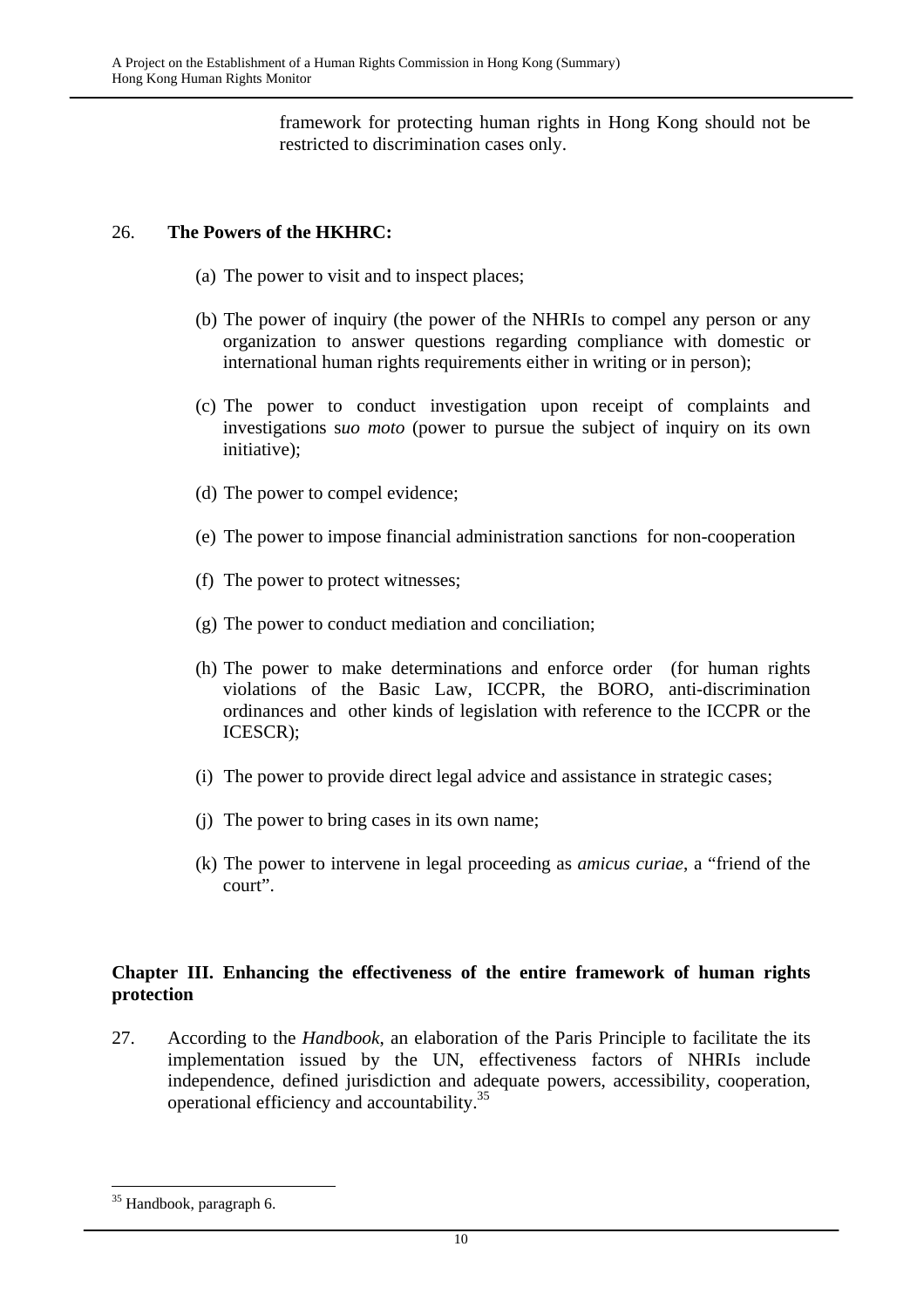framework for protecting human rights in Hong Kong should not be restricted to discrimination cases only.

26. **The Powers of the HKHRC:**

(a) The power to visit and to inspect places;

(b) The power of inquiry (the power of the NHRIs to compel any person or any organization to answer questions regarding compliance with domestic or international human rights requirements either in writing or in person);

(c) The power to conduct investigation upon receipt of complaints and investigations s*uo moto* (power to pursue the subject of inquiry on its own initiative);

(d) The power to compel evidence;

(e) The power to impose financial administration sanctions for non-cooperation

(f) The power to protect witnesses;

(g) The power to conduct mediation and conciliation;

(h) The power to make determinations and enforce order (for human rights violations of the Basic Law, ICCPR, the BORO, anti-discrimination ordinances and other kinds of legislation with reference to the ICCPR or the ICESCR);

(i) The power to provide direct legal advice and assistance in strategic cases;

(j) The power to bring cases in its own name;

(k) The power to intervene in legal proceeding as *amicus curiae*, a "friend of the court".

## Chapter III. Enhancing the effectiveness of the entire framework of human rights protection

27. According to the *Handbook*, an elaboration of the Paris Principle to facilitate the its implementation issued by the UN, effectiveness factors of NHRIs include independence, defined jurisdiction and adequate powers, accessibility, cooperation, operational efficiency and accountability.[35]

[35] Handbook, paragraph 6.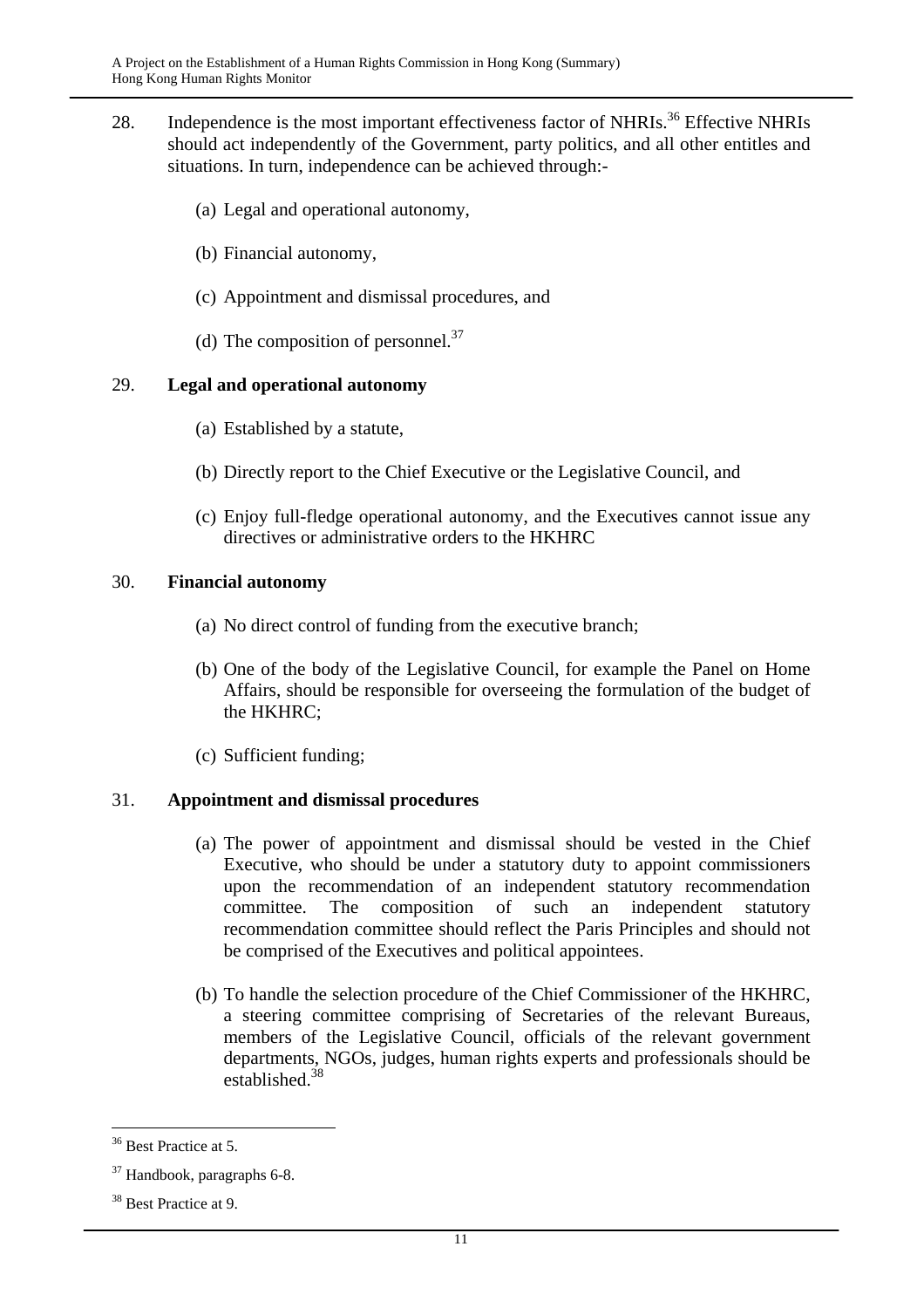28. Independence is the most important effectiveness factor of NHRIs.[36] Effective NHRIs should act independently of the Government, party politics, and all other entitles and situations. In turn, independence can be achieved through:-

   (a) Legal and operational autonomy,

   (b) Financial autonomy,

   (c) Appointment and dismissal procedures, and

   (d) The composition of personnel.[37]

29. **Legal and operational autonomy**

   (a) Established by a statute,

   (b) Directly report to the Chief Executive or the Legislative Council, and

   (c) Enjoy full-fledge operational autonomy, and the Executives cannot issue any directives or administrative orders to the HKHRC

30. **Financial autonomy**

   (a) No direct control of funding from the executive branch;

   (b) One of the body of the Legislative Council, for example the Panel on Home Affairs, should be responsible for overseeing the formulation of the budget of the HKHRC;

   (c) Sufficient funding;

31. **Appointment and dismissal procedures**

   (a) The power of appointment and dismissal should be vested in the Chief Executive, who should be under a statutory duty to appoint commissioners upon the recommendation of an independent statutory recommendation committee. The composition of such an independent statutory recommendation committee should reflect the Paris Principles and should not be comprised of the Executives and political appointees.

   (b) To handle the selection procedure of the Chief Commissioner of the HKHRC, a steering committee comprising of Secretaries of the relevant Bureaus, members of the Legislative Council, officials of the relevant government departments, NGOs, judges, human rights experts and professionals should be established.[38]

---

[36] Best Practice at 5.

[37] Handbook, paragraphs 6-8.

[38] Best Practice at 9.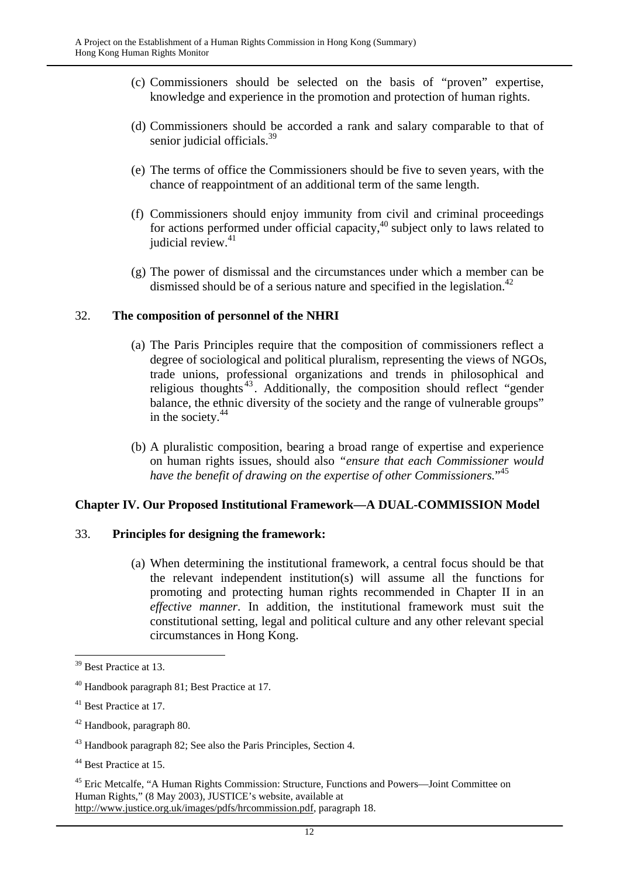(c) Commissioners should be selected on the basis of "proven" expertise, knowledge and experience in the promotion and protection of human rights.

(d) Commissioners should be accorded a rank and salary comparable to that of senior judicial officials.[39]

(e) The terms of office the Commissioners should be five to seven years, with the chance of reappointment of an additional term of the same length.

(f) Commissioners should enjoy immunity from civil and criminal proceedings for actions performed under official capacity,[40] subject only to laws related to judicial review.[41]

(g) The power of dismissal and the circumstances under which a member can be dismissed should be of a serious nature and specified in the legislation.[42]

32. **The composition of personnel of the NHRI**

(a) The Paris Principles require that the composition of commissioners reflect a degree of sociological and political pluralism, representing the views of NGOs, trade unions, professional organizations and trends in philosophical and religious thoughts[43]. Additionally, the composition should reflect "gender balance, the ethnic diversity of the society and the range of vulnerable groups" in the society.[44]

(b) A pluralistic composition, bearing a broad range of expertise and experience on human rights issues, should also *"ensure that each Commissioner would have the benefit of drawing on the expertise of other Commissioners."*[45]

## Chapter IV. Our Proposed Institutional Framework—A DUAL-COMMISSION Model

33. **Principles for designing the framework:**

(a) When determining the institutional framework, a central focus should be that the relevant independent institution(s) will assume all the functions for promoting and protecting human rights recommended in Chapter II in an *effective manner*. In addition, the institutional framework must suit the constitutional setting, legal and political culture and any other relevant special circumstances in Hong Kong.

---

[39] Best Practice at 13.

[40] Handbook paragraph 81; Best Practice at 17.

[41] Best Practice at 17.

[42] Handbook, paragraph 80.

[43] Handbook paragraph 82; See also the Paris Principles, Section 4.

[44] Best Practice at 15.

[45] Eric Metcalfe, "A Human Rights Commission: Structure, Functions and Powers—Joint Committee on Human Rights," (8 May 2003), JUSTICE's website, available at http://www.justice.org.uk/images/pdfs/hrcommission.pdf, paragraph 18.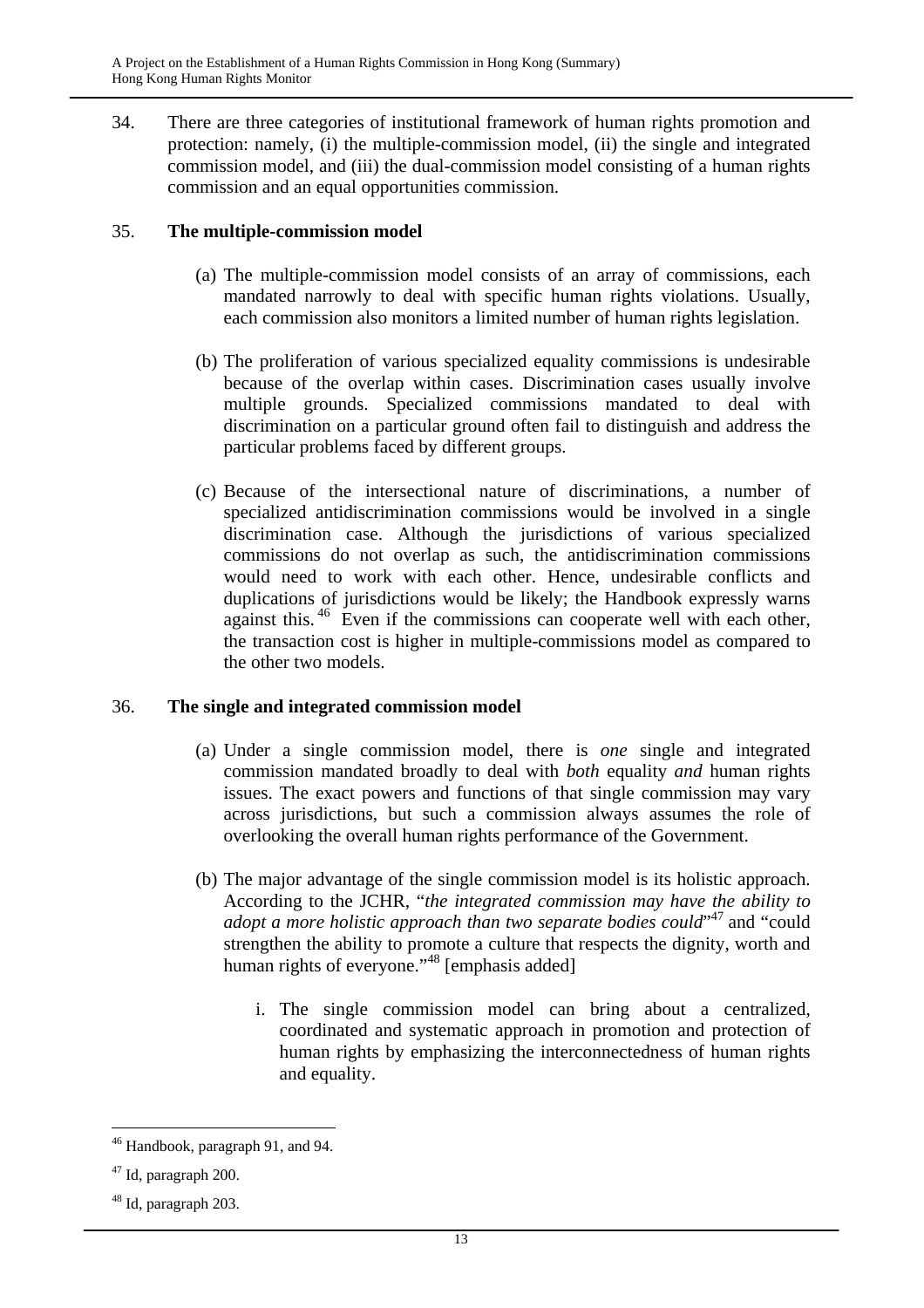34. There are three categories of institutional framework of human rights promotion and protection: namely, (i) the multiple-commission model, (ii) the single and integrated commission model, and (iii) the dual-commission model consisting of a human rights commission and an equal opportunities commission.

35. **The multiple-commission model**

(a) The multiple-commission model consists of an array of commissions, each mandated narrowly to deal with specific human rights violations. Usually, each commission also monitors a limited number of human rights legislation.

(b) The proliferation of various specialized equality commissions is undesirable because of the overlap within cases. Discrimination cases usually involve multiple grounds. Specialized commissions mandated to deal with discrimination on a particular ground often fail to distinguish and address the particular problems faced by different groups.

(c) Because of the intersectional nature of discriminations, a number of specialized antidiscrimination commissions would be involved in a single discrimination case. Although the jurisdictions of various specialized commissions do not overlap as such, the antidiscrimination commissions would need to work with each other. Hence, undesirable conflicts and duplications of jurisdictions would be likely; the Handbook expressly warns against this.[46] Even if the commissions can cooperate well with each other, the transaction cost is higher in multiple-commissions model as compared to the other two models.

36. **The single and integrated commission model**

(a) Under a single commission model, there is *one* single and integrated commission mandated broadly to deal with *both* equality *and* human rights issues. The exact powers and functions of that single commission may vary across jurisdictions, but such a commission always assumes the role of overlooking the overall human rights performance of the Government.

(b) The major advantage of the single commission model is its holistic approach. According to the JCHR, "*the integrated commission may have the ability to adopt a more holistic approach than two separate bodies could*"[47] and "could strengthen the ability to promote a culture that respects the dignity, worth and human rights of everyone."[48] [emphasis added]

i. The single commission model can bring about a centralized, coordinated and systematic approach in promotion and protection of human rights by emphasizing the interconnectedness of human rights and equality.

---

[46] Handbook, paragraph 91, and 94.

[47] Id, paragraph 200.

[48] Id, paragraph 203.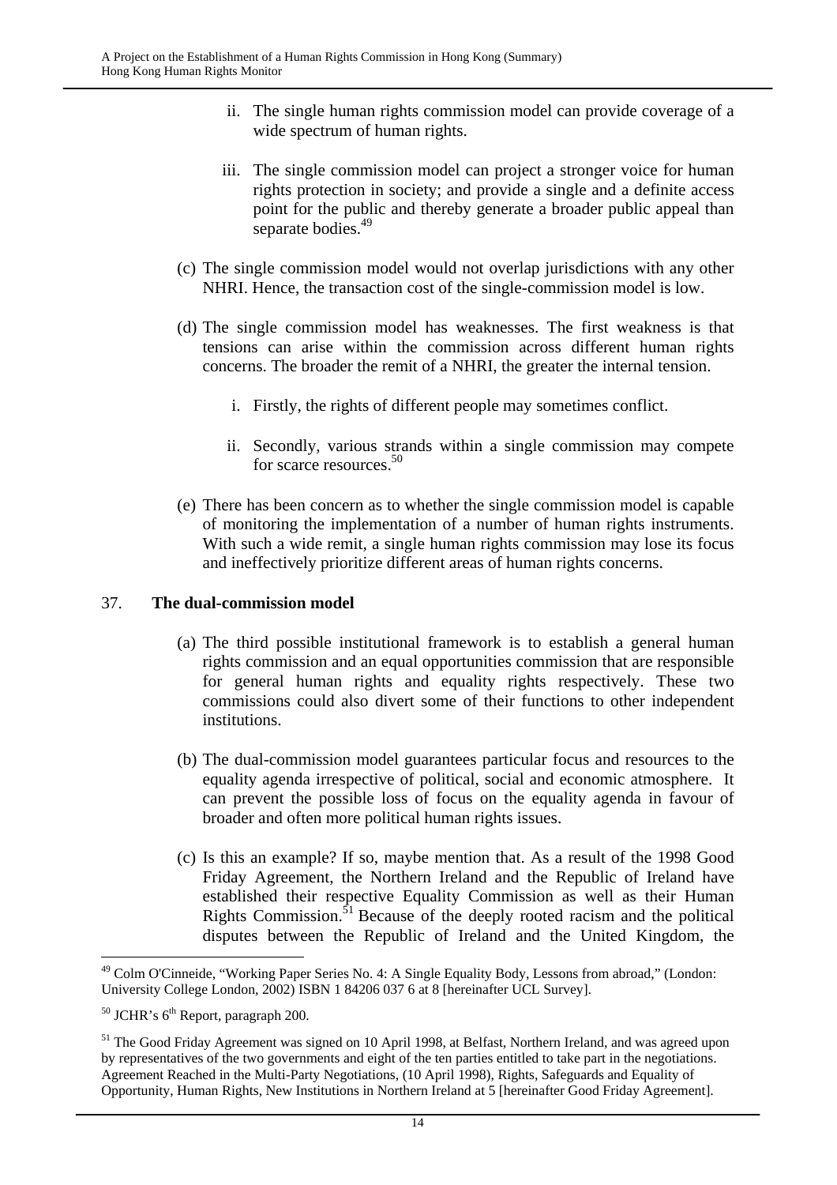ii. The single human rights commission model can provide coverage of a wide spectrum of human rights.

iii. The single commission model can project a stronger voice for human rights protection in society; and provide a single and a definite access point for the public and thereby generate a broader public appeal than separate bodies.[49]

(c) The single commission model would not overlap jurisdictions with any other NHRI. Hence, the transaction cost of the single-commission model is low.

(d) The single commission model has weaknesses. The first weakness is that tensions can arise within the commission across different human rights concerns. The broader the remit of a NHRI, the greater the internal tension.

i. Firstly, the rights of different people may sometimes conflict.

ii. Secondly, various strands within a single commission may compete for scarce resources.[50]

(e) There has been concern as to whether the single commission model is capable of monitoring the implementation of a number of human rights instruments. With such a wide remit, a single human rights commission may lose its focus and ineffectively prioritize different areas of human rights concerns.

37. **The dual-commission model**

(a) The third possible institutional framework is to establish a general human rights commission and an equal opportunities commission that are responsible for general human rights and equality rights respectively. These two commissions could also divert some of their functions to other independent institutions.

(b) The dual-commission model guarantees particular focus and resources to the equality agenda irrespective of political, social and economic atmosphere. It can prevent the possible loss of focus on the equality agenda in favour of broader and often more political human rights issues.

(c) Is this an example? If so, maybe mention that. As a result of the 1998 Good Friday Agreement, the Northern Ireland and the Republic of Ireland have established their respective Equality Commission as well as their Human Rights Commission.[51] Because of the deeply rooted racism and the political disputes between the Republic of Ireland and the United Kingdom, the

---

[49] Colm O'Cinneide, "Working Paper Series No. 4: A Single Equality Body, Lessons from abroad," (London: University College London, 2002) ISBN 1 84206 037 6 at 8 [hereinafter UCL Survey].

[50] JCHR's 6th Report, paragraph 200.

[51] The Good Friday Agreement was signed on 10 April 1998, at Belfast, Northern Ireland, and was agreed upon by representatives of the two governments and eight of the ten parties entitled to take part in the negotiations. Agreement Reached in the Multi-Party Negotiations, (10 April 1998), Rights, Safeguards and Equality of Opportunity, Human Rights, New Institutions in Northern Ireland at 5 [hereinafter Good Friday Agreement].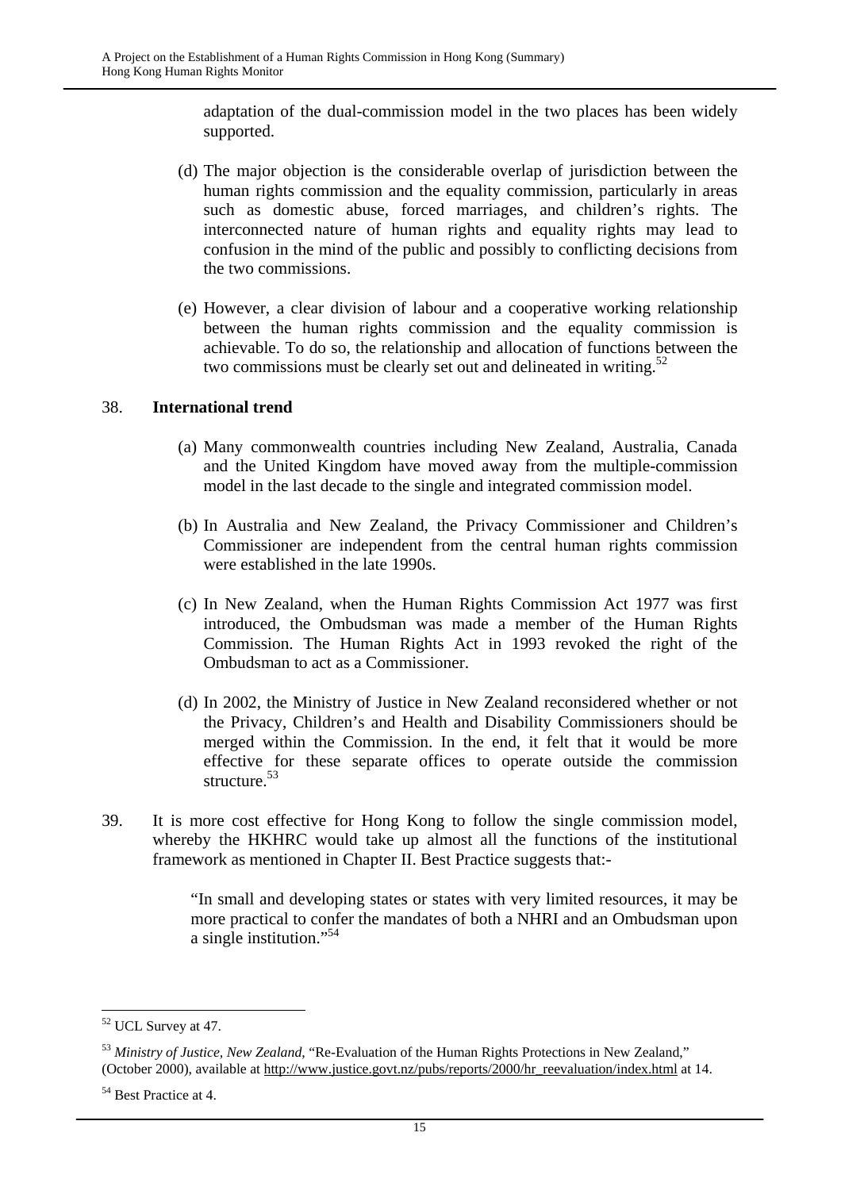adaptation of the dual-commission model in the two places has been widely supported.

(d) The major objection is the considerable overlap of jurisdiction between the human rights commission and the equality commission, particularly in areas such as domestic abuse, forced marriages, and children's rights. The interconnected nature of human rights and equality rights may lead to confusion in the mind of the public and possibly to conflicting decisions from the two commissions.

(e) However, a clear division of labour and a cooperative working relationship between the human rights commission and the equality commission is achievable. To do so, the relationship and allocation of functions between the two commissions must be clearly set out and delineated in writing.[52]

38. **International trend**

(a) Many commonwealth countries including New Zealand, Australia, Canada and the United Kingdom have moved away from the multiple-commission model in the last decade to the single and integrated commission model.

(b) In Australia and New Zealand, the Privacy Commissioner and Children's Commissioner are independent from the central human rights commission were established in the late 1990s.

(c) In New Zealand, when the Human Rights Commission Act 1977 was first introduced, the Ombudsman was made a member of the Human Rights Commission. The Human Rights Act in 1993 revoked the right of the Ombudsman to act as a Commissioner.

(d) In 2002, the Ministry of Justice in New Zealand reconsidered whether or not the Privacy, Children's and Health and Disability Commissioners should be merged within the Commission. In the end, it felt that it would be more effective for these separate offices to operate outside the commission structure.[53]

39. It is more cost effective for Hong Kong to follow the single commission model, whereby the HKHRC would take up almost all the functions of the institutional framework as mentioned in Chapter II. Best Practice suggests that:-

> "In small and developing states or states with very limited resources, it may be more practical to confer the mandates of both a NHRI and an Ombudsman upon a single institution."[54]

---

[52] UCL Survey at 47.

[53] *Ministry of Justice, New Zealand*, "Re-Evaluation of the Human Rights Protections in New Zealand," (October 2000), available at http://www.justice.govt.nz/pubs/reports/2000/hr_reevaluation/index.html at 14.

[54] Best Practice at 4.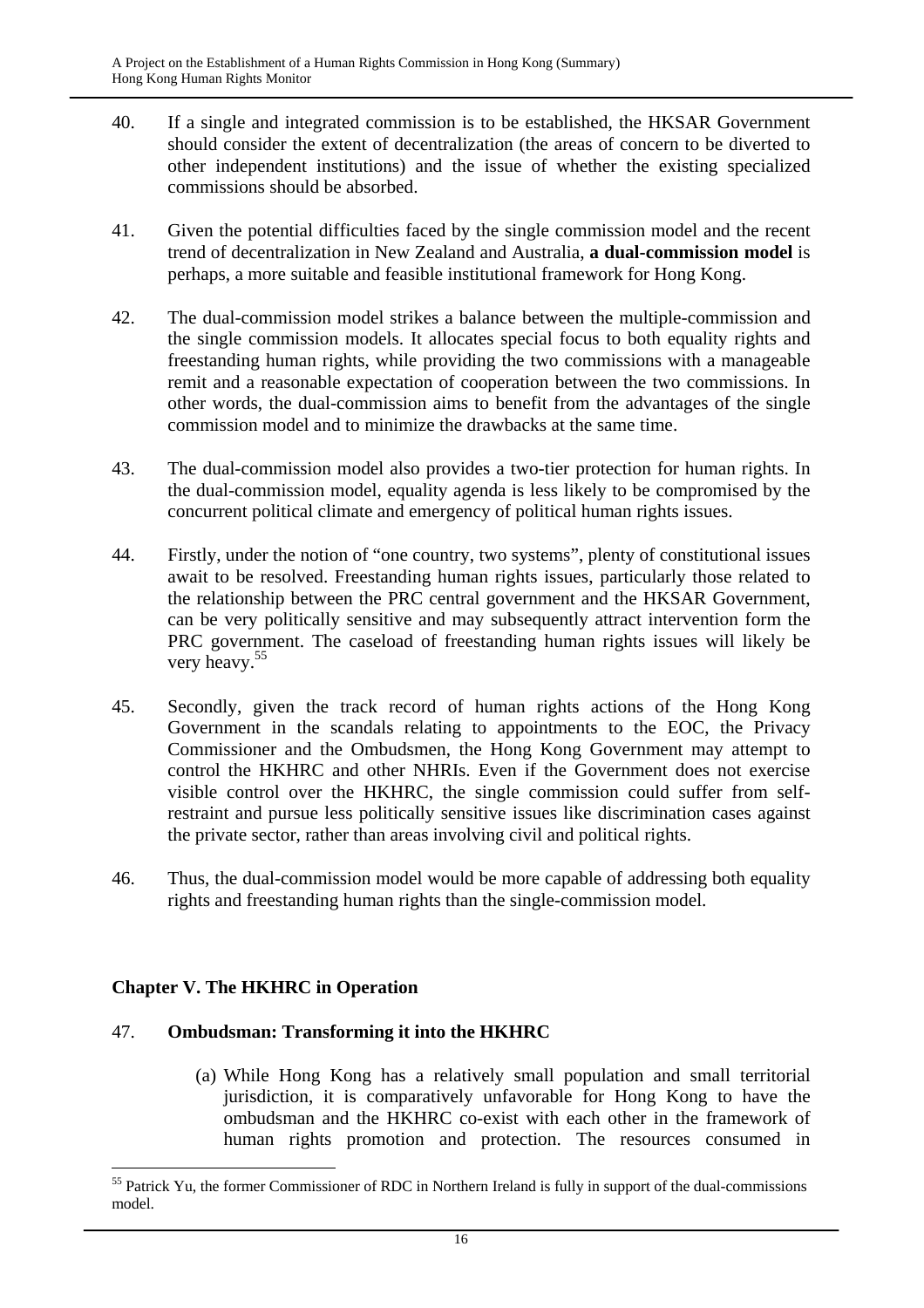40. If a single and integrated commission is to be established, the HKSAR Government should consider the extent of decentralization (the areas of concern to be diverted to other independent institutions) and the issue of whether the existing specialized commissions should be absorbed.

41. Given the potential difficulties faced by the single commission model and the recent trend of decentralization in New Zealand and Australia, **a dual-commission model** is perhaps, a more suitable and feasible institutional framework for Hong Kong.

42. The dual-commission model strikes a balance between the multiple-commission and the single commission models. It allocates special focus to both equality rights and freestanding human rights, while providing the two commissions with a manageable remit and a reasonable expectation of cooperation between the two commissions. In other words, the dual-commission aims to benefit from the advantages of the single commission model and to minimize the drawbacks at the same time.

43. The dual-commission model also provides a two-tier protection for human rights. In the dual-commission model, equality agenda is less likely to be compromised by the concurrent political climate and emergency of political human rights issues.

44. Firstly, under the notion of "one country, two systems", plenty of constitutional issues await to be resolved. Freestanding human rights issues, particularly those related to the relationship between the PRC central government and the HKSAR Government, can be very politically sensitive and may subsequently attract intervention form the PRC government. The caseload of freestanding human rights issues will likely be very heavy.[55]

45. Secondly, given the track record of human rights actions of the Hong Kong Government in the scandals relating to appointments to the EOC, the Privacy Commissioner and the Ombudsmen, the Hong Kong Government may attempt to control the HKHRC and other NHRIs. Even if the Government does not exercise visible control over the HKHRC, the single commission could suffer from self-restraint and pursue less politically sensitive issues like discrimination cases against the private sector, rather than areas involving civil and political rights.

46. Thus, the dual-commission model would be more capable of addressing both equality rights and freestanding human rights than the single-commission model.

## Chapter V. The HKHRC in Operation

47. **Ombudsman: Transforming it into the HKHRC**

(a) While Hong Kong has a relatively small population and small territorial jurisdiction, it is comparatively unfavorable for Hong Kong to have the ombudsman and the HKHRC co-exist with each other in the framework of human rights promotion and protection. The resources consumed in

---

[55] Patrick Yu, the former Commissioner of RDC in Northern Ireland is fully in support of the dual-commissions model.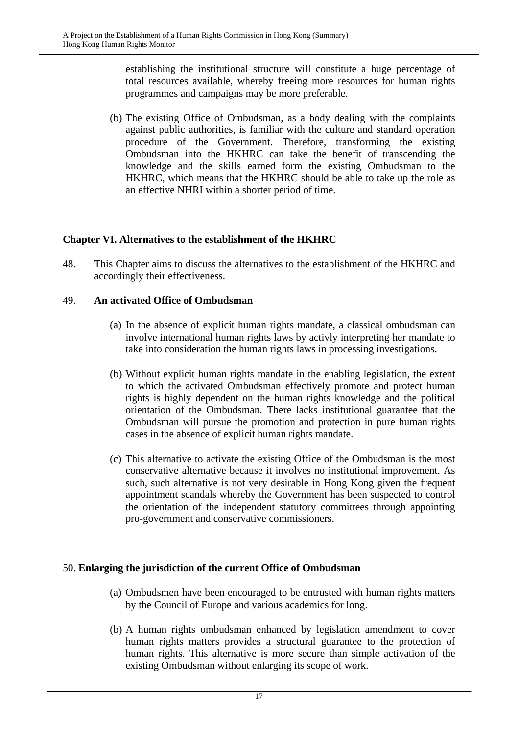establishing the institutional structure will constitute a huge percentage of total resources available, whereby freeing more resources for human rights programmes and campaigns may be more preferable.

(b) The existing Office of Ombudsman, as a body dealing with the complaints against public authorities, is familiar with the culture and standard operation procedure of the Government. Therefore, transforming the existing Ombudsman into the HKHRC can take the benefit of transcending the knowledge and the skills earned form the existing Ombudsman to the HKHRC, which means that the HKHRC should be able to take up the role as an effective NHRI within a shorter period of time.

### Chapter VI. Alternatives to the establishment of the HKHRC

48. This Chapter aims to discuss the alternatives to the establishment of the HKHRC and accordingly their effectiveness.

49. **An activated Office of Ombudsman**

(a) In the absence of explicit human rights mandate, a classical ombudsman can involve international human rights laws by activly interpreting her mandate to take into consideration the human rights laws in processing investigations.

(b) Without explicit human rights mandate in the enabling legislation, the extent to which the activated Ombudsman effectively promote and protect human rights is highly dependent on the human rights knowledge and the political orientation of the Ombudsman. There lacks institutional guarantee that the Ombudsman will pursue the promotion and protection in pure human rights cases in the absence of explicit human rights mandate.

(c) This alternative to activate the existing Office of the Ombudsman is the most conservative alternative because it involves no institutional improvement. As such, such alternative is not very desirable in Hong Kong given the frequent appointment scandals whereby the Government has been suspected to control the orientation of the independent statutory committees through appointing pro-government and conservative commissioners.

50. **Enlarging the jurisdiction of the current Office of Ombudsman**

(a) Ombudsmen have been encouraged to be entrusted with human rights matters by the Council of Europe and various academics for long.

(b) A human rights ombudsman enhanced by legislation amendment to cover human rights matters provides a structural guarantee to the protection of human rights. This alternative is more secure than simple activation of the existing Ombudsman without enlarging its scope of work.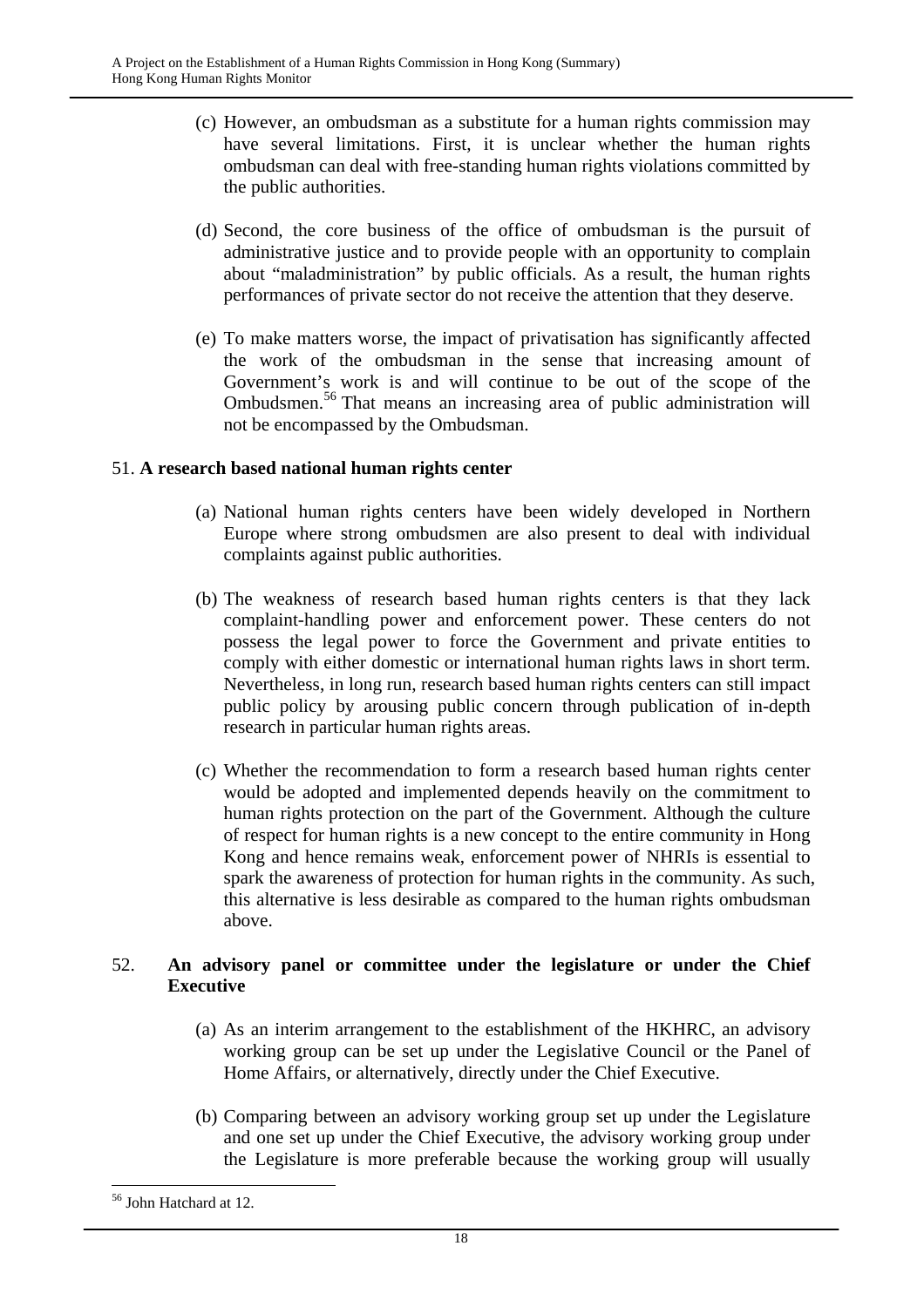(c) However, an ombudsman as a substitute for a human rights commission may have several limitations. First, it is unclear whether the human rights ombudsman can deal with free-standing human rights violations committed by the public authorities.

(d) Second, the core business of the office of ombudsman is the pursuit of administrative justice and to provide people with an opportunity to complain about "maladministration" by public officials. As a result, the human rights performances of private sector do not receive the attention that they deserve.

(e) To make matters worse, the impact of privatisation has significantly affected the work of the ombudsman in the sense that increasing amount of Government's work is and will continue to be out of the scope of the Ombudsmen.[56] That means an increasing area of public administration will not be encompassed by the Ombudsman.

51. **A research based national human rights center**

(a) National human rights centers have been widely developed in Northern Europe where strong ombudsmen are also present to deal with individual complaints against public authorities.

(b) The weakness of research based human rights centers is that they lack complaint-handling power and enforcement power. These centers do not possess the legal power to force the Government and private entities to comply with either domestic or international human rights laws in short term. Nevertheless, in long run, research based human rights centers can still impact public policy by arousing public concern through publication of in-depth research in particular human rights areas.

(c) Whether the recommendation to form a research based human rights center would be adopted and implemented depends heavily on the commitment to human rights protection on the part of the Government. Although the culture of respect for human rights is a new concept to the entire community in Hong Kong and hence remains weak, enforcement power of NHRIs is essential to spark the awareness of protection for human rights in the community. As such, this alternative is less desirable as compared to the human rights ombudsman above.

52. **An advisory panel or committee under the legislature or under the Chief Executive**

(a) As an interim arrangement to the establishment of the HKHRC, an advisory working group can be set up under the Legislative Council or the Panel of Home Affairs, or alternatively, directly under the Chief Executive.

(b) Comparing between an advisory working group set up under the Legislature and one set up under the Chief Executive, the advisory working group under the Legislature is more preferable because the working group will usually

[56] John Hatchard at 12.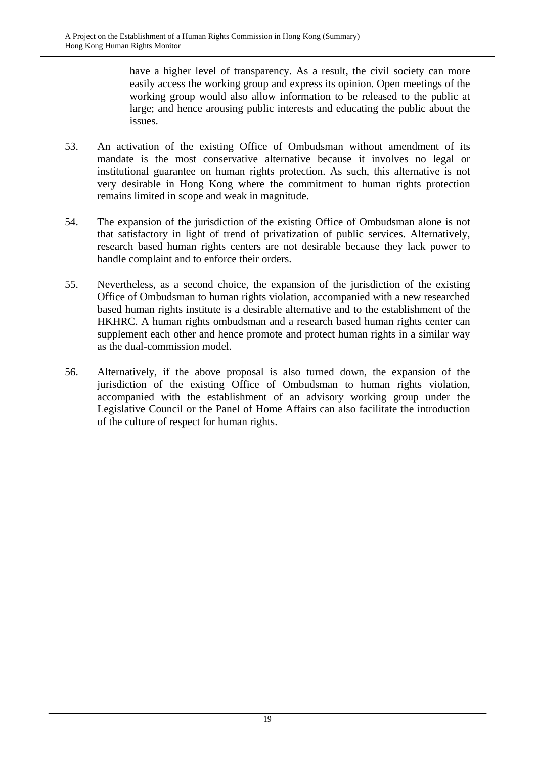have a higher level of transparency. As a result, the civil society can more easily access the working group and express its opinion. Open meetings of the working group would also allow information to be released to the public at large; and hence arousing public interests and educating the public about the issues.

53. An activation of the existing Office of Ombudsman without amendment of its mandate is the most conservative alternative because it involves no legal or institutional guarantee on human rights protection. As such, this alternative is not very desirable in Hong Kong where the commitment to human rights protection remains limited in scope and weak in magnitude.

54. The expansion of the jurisdiction of the existing Office of Ombudsman alone is not that satisfactory in light of trend of privatization of public services. Alternatively, research based human rights centers are not desirable because they lack power to handle complaint and to enforce their orders.

55. Nevertheless, as a second choice, the expansion of the jurisdiction of the existing Office of Ombudsman to human rights violation, accompanied with a new researched based human rights institute is a desirable alternative and to the establishment of the HKHRC. A human rights ombudsman and a research based human rights center can supplement each other and hence promote and protect human rights in a similar way as the dual-commission model.

56. Alternatively, if the above proposal is also turned down, the expansion of the jurisdiction of the existing Office of Ombudsman to human rights violation, accompanied with the establishment of an advisory working group under the Legislative Council or the Panel of Home Affairs can also facilitate the introduction of the culture of respect for human rights.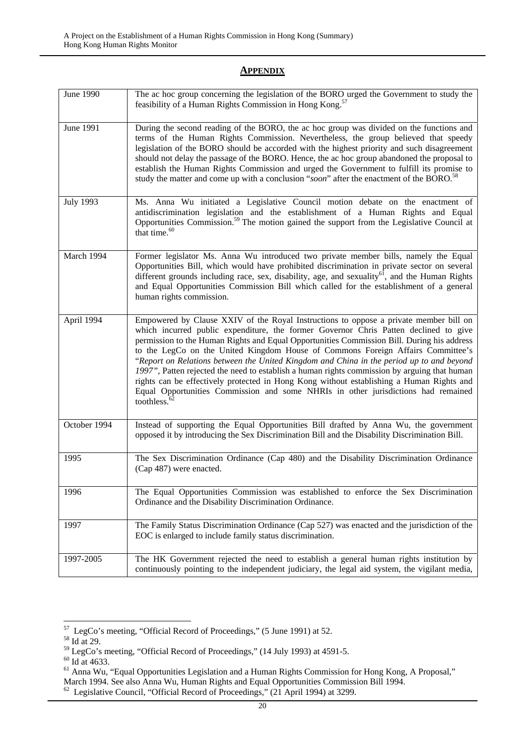## APPENDIX

| | |
|---|---|
| June 1990 | The ac hoc group concerning the legislation of the BORO urged the Government to study the feasibility of a Human Rights Commission in Hong Kong.[57] |
| June 1991 | During the second reading of the BORO, the ac hoc group was divided on the functions and terms of the Human Rights Commission. Nevertheless, the group believed that speedy legislation of the BORO should be accorded with the highest priority and such disagreement should not delay the passage of the BORO. Hence, the ac hoc group abandoned the proposal to establish the Human Rights Commission and urged the Government to fulfill its promise to study the matter and come up with a conclusion "*soon*" after the enactment of the BORO.[58] |
| July 1993 | Ms. Anna Wu initiated a Legislative Council motion debate on the enactment of antidiscrimination legislation and the establishment of a Human Rights and Equal Opportunities Commission.[59] The motion gained the support from the Legislative Council at that time.[60] |
| March 1994 | Former legislator Ms. Anna Wu introduced two private member bills, namely the Equal Opportunities Bill, which would have prohibited discrimination in private sector on several different grounds including race, sex, disability, age, and sexuality[61], and the Human Rights and Equal Opportunities Commission Bill which called for the establishment of a general human rights commission. |
| April 1994 | Empowered by Clause XXIV of the Royal Instructions to oppose a private member bill on which incurred public expenditure, the former Governor Chris Patten declined to give permission to the Human Rights and Equal Opportunities Commission Bill. During his address to the LegCo on the United Kingdom House of Commons Foreign Affairs Committee's "*Report on Relations between the United Kingdom and China in the period up to and beyond 1997"*, Patten rejected the need to establish a human rights commission by arguing that human rights can be effectively protected in Hong Kong without establishing a Human Rights and Equal Opportunities Commission and some NHRIs in other jurisdictions had remained toothless.[62] |
| October 1994 | Instead of supporting the Equal Opportunities Bill drafted by Anna Wu, the government opposed it by introducing the Sex Discrimination Bill and the Disability Discrimination Bill. |
| 1995 | The Sex Discrimination Ordinance (Cap 480) and the Disability Discrimination Ordinance (Cap 487) were enacted. |
| 1996 | The Equal Opportunities Commission was established to enforce the Sex Discrimination Ordinance and the Disability Discrimination Ordinance. |
| 1997 | The Family Status Discrimination Ordinance (Cap 527) was enacted and the jurisdiction of the EOC is enlarged to include family status discrimination. |
| 1997-2005 | The HK Government rejected the need to establish a general human rights institution by continuously pointing to the independent judiciary, the legal aid system, the vigilant media, |

[57] LegCo's meeting, "Official Record of Proceedings," (5 June 1991) at 52.

[58] Id at 29.

[59] LegCo's meeting, "Official Record of Proceedings," (14 July 1993) at 4591-5.

[60] Id at 4633.

[61] Anna Wu, "Equal Opportunities Legislation and a Human Rights Commission for Hong Kong, A Proposal," March 1994. See also Anna Wu, Human Rights and Equal Opportunities Commission Bill 1994.

[62] Legislative Council, "Official Record of Proceedings," (21 April 1994) at 3299.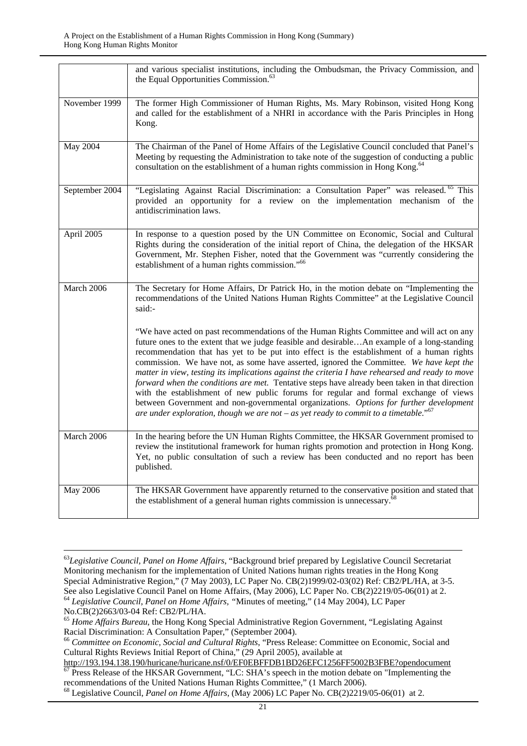| | |
|---|---|
| | and various specialist institutions, including the Ombudsman, the Privacy Commission, and the Equal Opportunities Commission.[63] |
| November 1999 | The former High Commissioner of Human Rights, Ms. Mary Robinson, visited Hong Kong and called for the establishment of a NHRI in accordance with the Paris Principles in Hong Kong. |
| May 2004 | The Chairman of the Panel of Home Affairs of the Legislative Council concluded that Panel's Meeting by requesting the Administration to take note of the suggestion of conducting a public consultation on the establishment of a human rights commission in Hong Kong.[64] |
| September 2004 | "Legislating Against Racial Discrimination: a Consultation Paper" was released.[65] This provided an opportunity for a review on the implementation mechanism of the antidiscrimination laws. |
| April 2005 | In response to a question posed by the UN Committee on Economic, Social and Cultural Rights during the consideration of the initial report of China, the delegation of the HKSAR Government, Mr. Stephen Fisher, noted that the Government was "currently considering the establishment of a human rights commission."[66] |
| March 2006 | The Secretary for Home Affairs, Dr Patrick Ho, in the motion debate on "Implementing the recommendations of the United Nations Human Rights Committee" at the Legislative Council said:- <br><br> "We have acted on past recommendations of the Human Rights Committee and will act on any future ones to the extent that we judge feasible and desirable…An example of a long-standing recommendation that has yet to be put into effect is the establishment of a human rights commission. We have not, as some have asserted, ignored the Committee. *We have kept the matter in view, testing its implications against the criteria I have rehearsed and ready to move forward when the conditions are met.* Tentative steps have already been taken in that direction with the establishment of new public forums for regular and formal exchange of views between Government and non-governmental organizations. *Options for further development are under exploration, though we are not – as yet ready to commit to a timetable.*"[67] |
| March 2006 | In the hearing before the UN Human Rights Committee, the HKSAR Government promised to review the institutional framework for human rights promotion and protection in Hong Kong. Yet, no public consultation of such a review has been conducted and no report has been published. |
| May 2006 | The HKSAR Government have apparently returned to the conservative position and stated that the establishment of a general human rights commission is unnecessary.[68] |

[63] *Legislative Council, Panel on Home Affairs*, "Background brief prepared by Legislative Council Secretariat Monitoring mechanism for the implementation of United Nations human rights treaties in the Hong Kong Special Administrative Region," (7 May 2003), LC Paper No. CB(2)1999/02-03(02) Ref: CB2/PL/HA, at 3-5. See also Legislative Council Panel on Home Affairs, (May 2006), LC Paper No. CB(2)2219/05-06(01) at 2.

[64] *Legislative Council, Panel on Home Affairs,* "Minutes of meeting," (14 May 2004), LC Paper No.CB(2)2663/03-04 Ref: CB2/PL/HA.

[65] *Home Affairs Bureau*, the Hong Kong Special Administrative Region Government, "Legislating Against Racial Discrimination: A Consultation Paper," (September 2004).

[66] *Committee on Economic, Social and Cultural Rights*, "Press Release: Committee on Economic, Social and Cultural Rights Reviews Initial Report of China," (29 April 2005), available at http://193.194.138.190/huricane/huricane.nsf/0/EF0EBFFDB1BD26EFC1256FF5002B3FBE?opendocument

[67] Press Release of the HKSAR Government, "LC: SHA's speech in the motion debate on "Implementing the recommendations of the United Nations Human Rights Committee," (1 March 2006).

[68] Legislative Council, *Panel on Home Affairs*, (May 2006) LC Paper No. CB(2)2219/05-06(01) at 2.